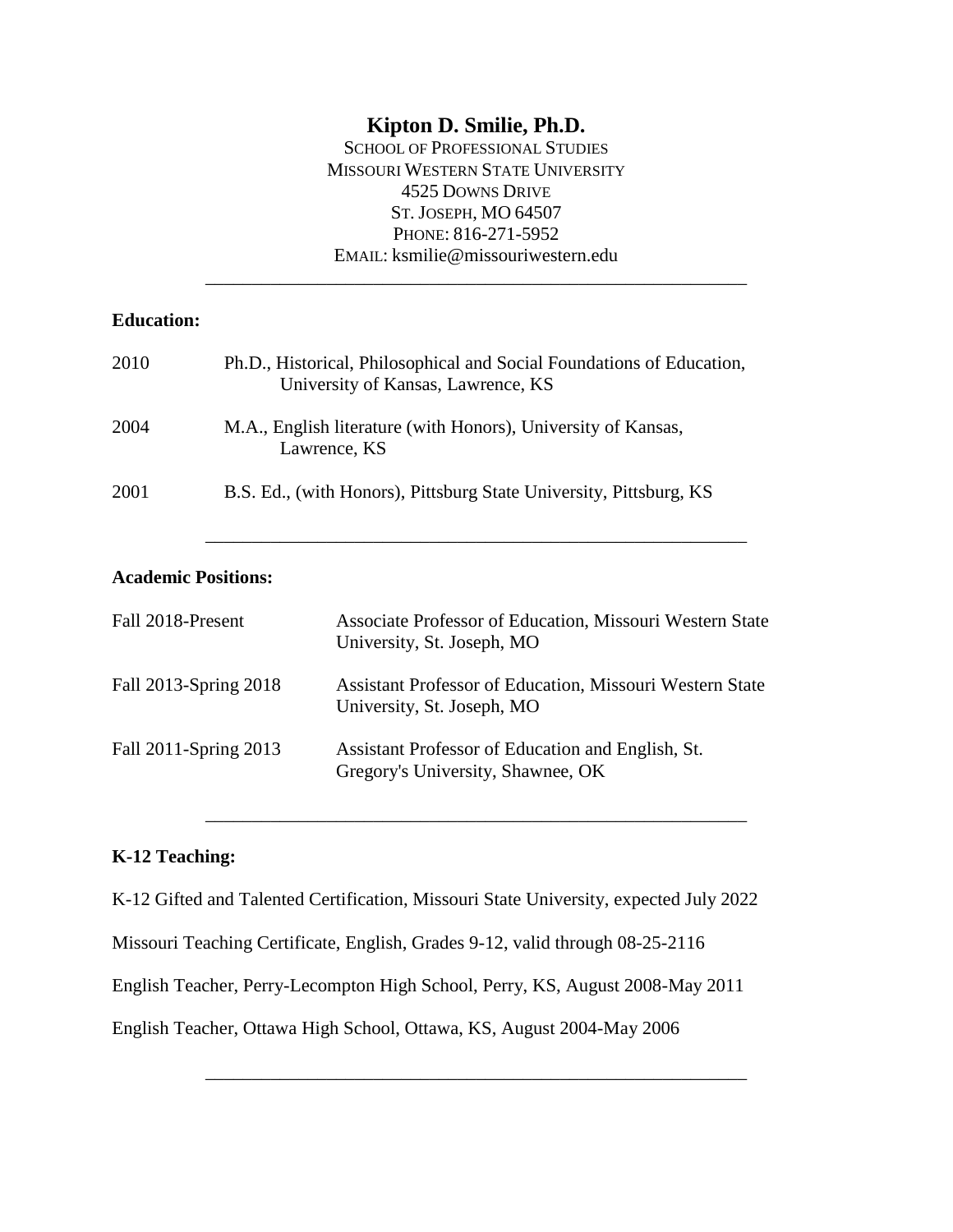# Kipton D. Smilie, Ph.D.

SCHOOL OF PROFESSIONAL STUDIES
MISSOURI WESTERN STATE UNIVERSITY
4525 DOWNS DRIVE
ST. JOSEPH, MO 64507
PHONE: 816-271-5952
EMAIL: ksmilie@missouriwestern.edu

---

## Education:

2010 Ph.D., Historical, Philosophical and Social Foundations of Education, University of Kansas, Lawrence, KS

2004 M.A., English literature (with Honors), University of Kansas, Lawrence, KS

2001 B.S. Ed., (with Honors), Pittsburg State University, Pittsburg, KS

---

## Academic Positions:

Fall 2018-Present Associate Professor of Education, Missouri Western State University, St. Joseph, MO

Fall 2013-Spring 2018 Assistant Professor of Education, Missouri Western State University, St. Joseph, MO

Fall 2011-Spring 2013 Assistant Professor of Education and English, St. Gregory's University, Shawnee, OK

---

## K-12 Teaching:

K-12 Gifted and Talented Certification, Missouri State University, expected July 2022

Missouri Teaching Certificate, English, Grades 9-12, valid through 08-25-2116

English Teacher, Perry-Lecompton High School, Perry, KS, August 2008-May 2011

English Teacher, Ottawa High School, Ottawa, KS, August 2004-May 2006

---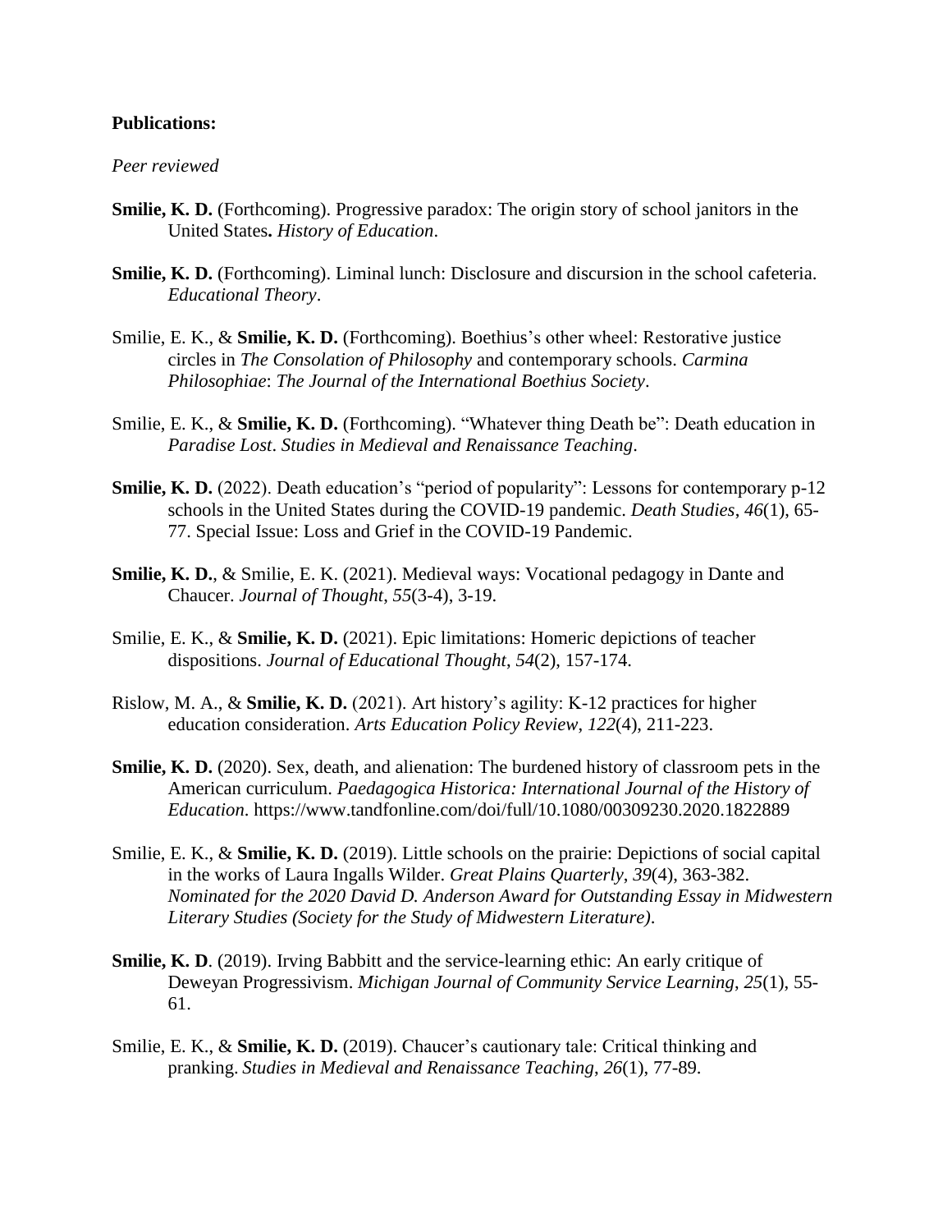**Publications:**

*Peer reviewed*

**Smilie, K. D.** (Forthcoming). Progressive paradox: The origin story of school janitors in the United States**.** *History of Education*.

**Smilie, K. D.** (Forthcoming). Liminal lunch: Disclosure and discursion in the school cafeteria. *Educational Theory*.

Smilie, E. K., & **Smilie, K. D.** (Forthcoming). Boethius's other wheel: Restorative justice circles in *The Consolation of Philosophy* and contemporary schools. *Carmina Philosophiae*: *The Journal of the International Boethius Society*.

Smilie, E. K., & **Smilie, K. D.** (Forthcoming). "Whatever thing Death be": Death education in *Paradise Lost*. *Studies in Medieval and Renaissance Teaching*.

**Smilie, K. D.** (2022). Death education's "period of popularity": Lessons for contemporary p-12 schools in the United States during the COVID-19 pandemic. *Death Studies*, *46*(1), 65-77. Special Issue: Loss and Grief in the COVID-19 Pandemic.

**Smilie, K. D.**, & Smilie, E. K. (2021). Medieval ways: Vocational pedagogy in Dante and Chaucer. *Journal of Thought*, *55*(3-4), 3-19.

Smilie, E. K., & **Smilie, K. D.** (2021). Epic limitations: Homeric depictions of teacher dispositions. *Journal of Educational Thought*, *54*(2), 157-174.

Rislow, M. A., & **Smilie, K. D.** (2021). Art history's agility: K-12 practices for higher education consideration. *Arts Education Policy Review*, *122*(4), 211-223.

**Smilie, K. D.** (2020). Sex, death, and alienation: The burdened history of classroom pets in the American curriculum. *Paedagogica Historica: International Journal of the History of Education*. https://www.tandfonline.com/doi/full/10.1080/00309230.2020.1822889

Smilie, E. K., & **Smilie, K. D.** (2019). Little schools on the prairie: Depictions of social capital in the works of Laura Ingalls Wilder. *Great Plains Quarterly*, *39*(4), 363-382. *Nominated for the 2020 David D. Anderson Award for Outstanding Essay in Midwestern Literary Studies (Society for the Study of Midwestern Literature).*

**Smilie, K. D**. (2019). Irving Babbitt and the service-learning ethic: An early critique of Deweyan Progressivism. *Michigan Journal of Community Service Learning*, *25*(1), 55-61.

Smilie, E. K., & **Smilie, K. D.** (2019). Chaucer's cautionary tale: Critical thinking and pranking. *Studies in Medieval and Renaissance Teaching*, *26*(1), 77-89.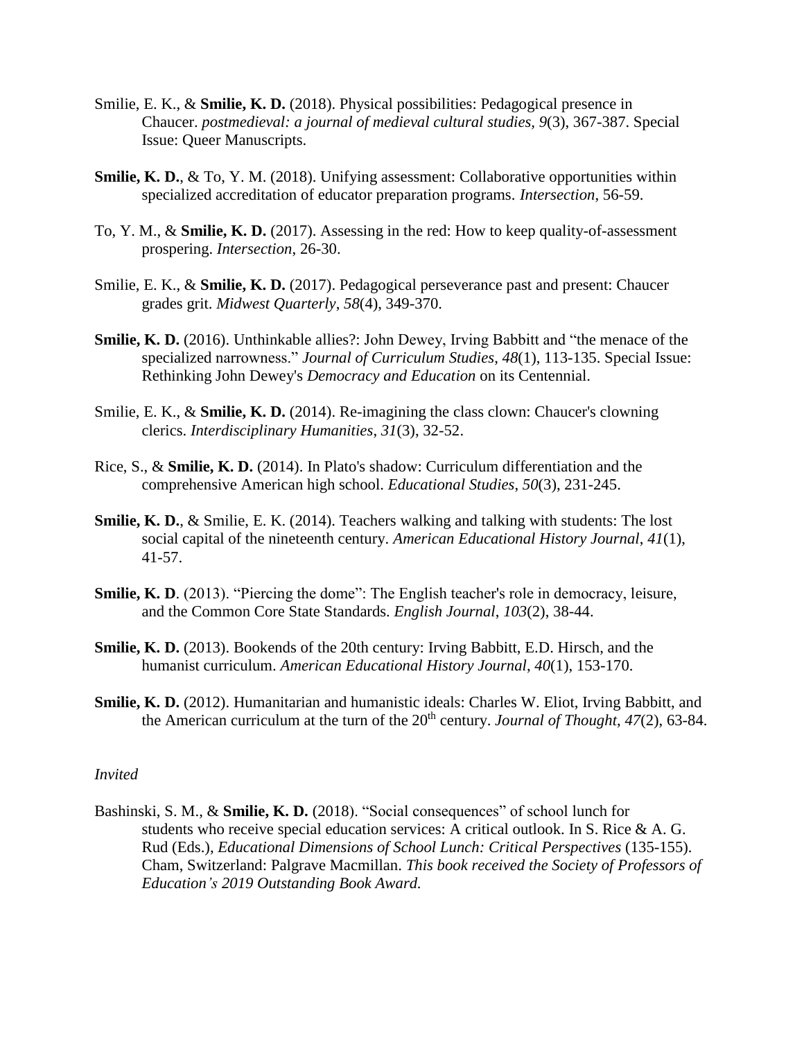Smilie, E. K., & **Smilie, K. D.** (2018). Physical possibilities: Pedagogical presence in Chaucer. *postmedieval: a journal of medieval cultural studies*, *9*(3), 367-387. Special Issue: Queer Manuscripts.

**Smilie, K. D.**, & To, Y. M. (2018). Unifying assessment: Collaborative opportunities within specialized accreditation of educator preparation programs. *Intersection*, 56-59.

To, Y. M., & **Smilie, K. D.** (2017). Assessing in the red: How to keep quality-of-assessment prospering. *Intersection*, 26-30.

Smilie, E. K., & **Smilie, K. D.** (2017). Pedagogical perseverance past and present: Chaucer grades grit. *Midwest Quarterly*, *58*(4), 349-370.

**Smilie, K. D.** (2016). Unthinkable allies?: John Dewey, Irving Babbitt and "the menace of the specialized narrowness." *Journal of Curriculum Studies*, *48*(1), 113-135. Special Issue: Rethinking John Dewey's *Democracy and Education* on its Centennial.

Smilie, E. K., & **Smilie, K. D.** (2014). Re-imagining the class clown: Chaucer's clowning clerics. *Interdisciplinary Humanities*, *31*(3), 32-52.

Rice, S., & **Smilie, K. D.** (2014). In Plato's shadow: Curriculum differentiation and the comprehensive American high school. *Educational Studies*, *50*(3), 231-245.

**Smilie, K. D.**, & Smilie, E. K. (2014). Teachers walking and talking with students: The lost social capital of the nineteenth century. *American Educational History Journal*, *41*(1), 41-57.

**Smilie, K. D**. (2013). "Piercing the dome": The English teacher's role in democracy, leisure, and the Common Core State Standards. *English Journal*, *103*(2), 38-44.

**Smilie, K. D.** (2013). Bookends of the 20th century: Irving Babbitt, E.D. Hirsch, and the humanist curriculum. *American Educational History Journal*, *40*(1), 153-170.

**Smilie, K. D.** (2012). Humanitarian and humanistic ideals: Charles W. Eliot, Irving Babbitt, and the American curriculum at the turn of the 20th century. *Journal of Thought*, *47*(2), 63-84.

*Invited*

Bashinski, S. M., & **Smilie, K. D.** (2018). "Social consequences" of school lunch for students who receive special education services: A critical outlook. In S. Rice & A. G. Rud (Eds.), *Educational Dimensions of School Lunch: Critical Perspectives* (135-155). Cham, Switzerland: Palgrave Macmillan. *This book received the Society of Professors of Education's 2019 Outstanding Book Award.*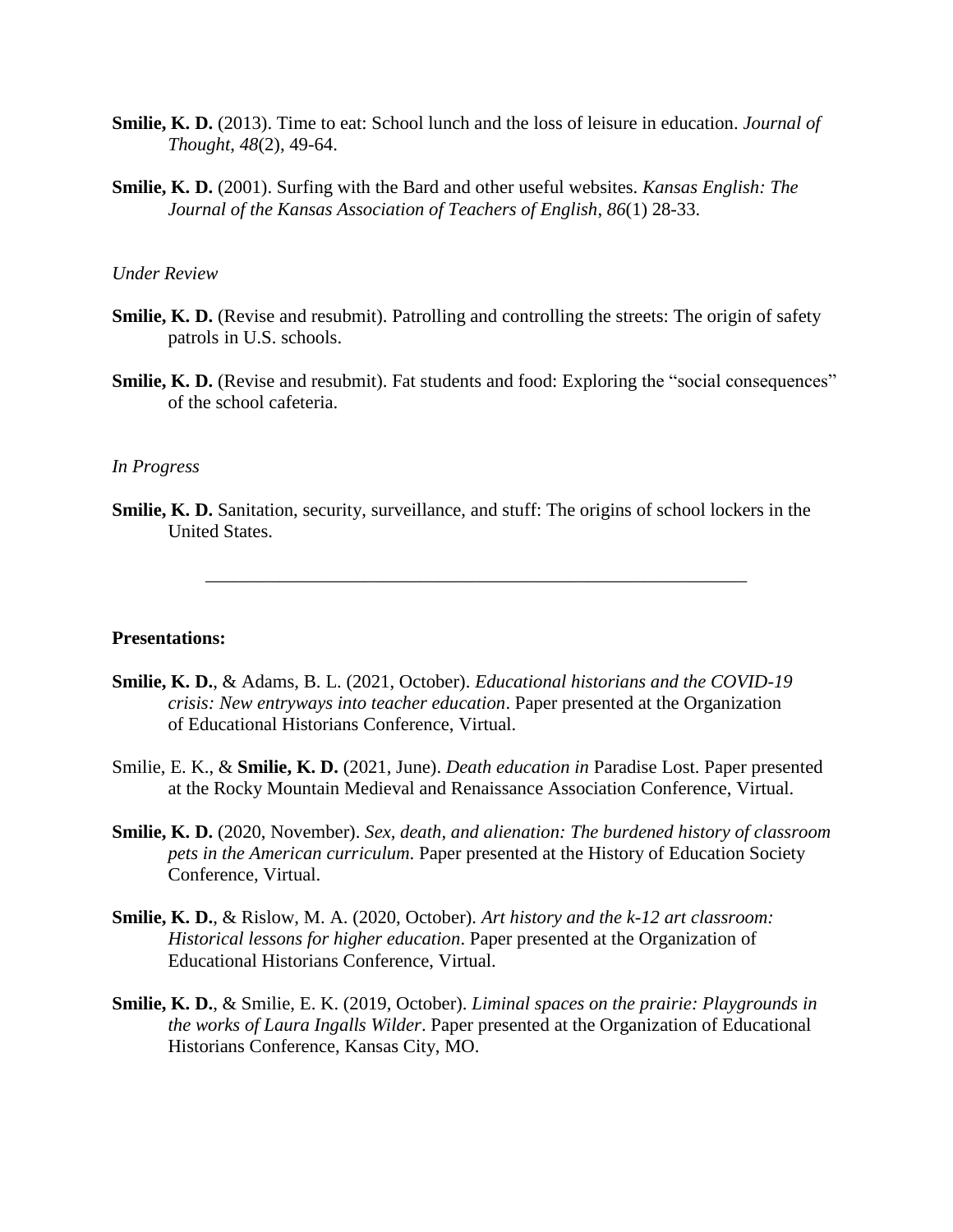**Smilie, K. D.** (2013). Time to eat: School lunch and the loss of leisure in education. *Journal of Thought*, *48*(2), 49-64.

**Smilie, K. D.** (2001). Surfing with the Bard and other useful websites. *Kansas English: The Journal of the Kansas Association of Teachers of English*, *86*(1) 28-33.

*Under Review*

**Smilie, K. D.** (Revise and resubmit). Patrolling and controlling the streets: The origin of safety patrols in U.S. schools.

**Smilie, K. D.** (Revise and resubmit). Fat students and food: Exploring the "social consequences" of the school cafeteria.

*In Progress*

**Smilie, K. D.** Sanitation, security, surveillance, and stuff: The origins of school lockers in the United States.

---

**Presentations:**

**Smilie, K. D.**, & Adams, B. L. (2021, October). *Educational historians and the COVID-19 crisis: New entryways into teacher education*. Paper presented at the Organization of Educational Historians Conference, Virtual.

Smilie, E. K., & **Smilie, K. D.** (2021, June). *Death education in* Paradise Lost. Paper presented at the Rocky Mountain Medieval and Renaissance Association Conference, Virtual.

**Smilie, K. D.** (2020, November). *Sex, death, and alienation: The burdened history of classroom pets in the American curriculum*. Paper presented at the History of Education Society Conference, Virtual.

**Smilie, K. D.**, & Rislow, M. A. (2020, October). *Art history and the k-12 art classroom: Historical lessons for higher education*. Paper presented at the Organization of Educational Historians Conference, Virtual.

**Smilie, K. D.**, & Smilie, E. K. (2019, October). *Liminal spaces on the prairie: Playgrounds in the works of Laura Ingalls Wilder*. Paper presented at the Organization of Educational Historians Conference, Kansas City, MO.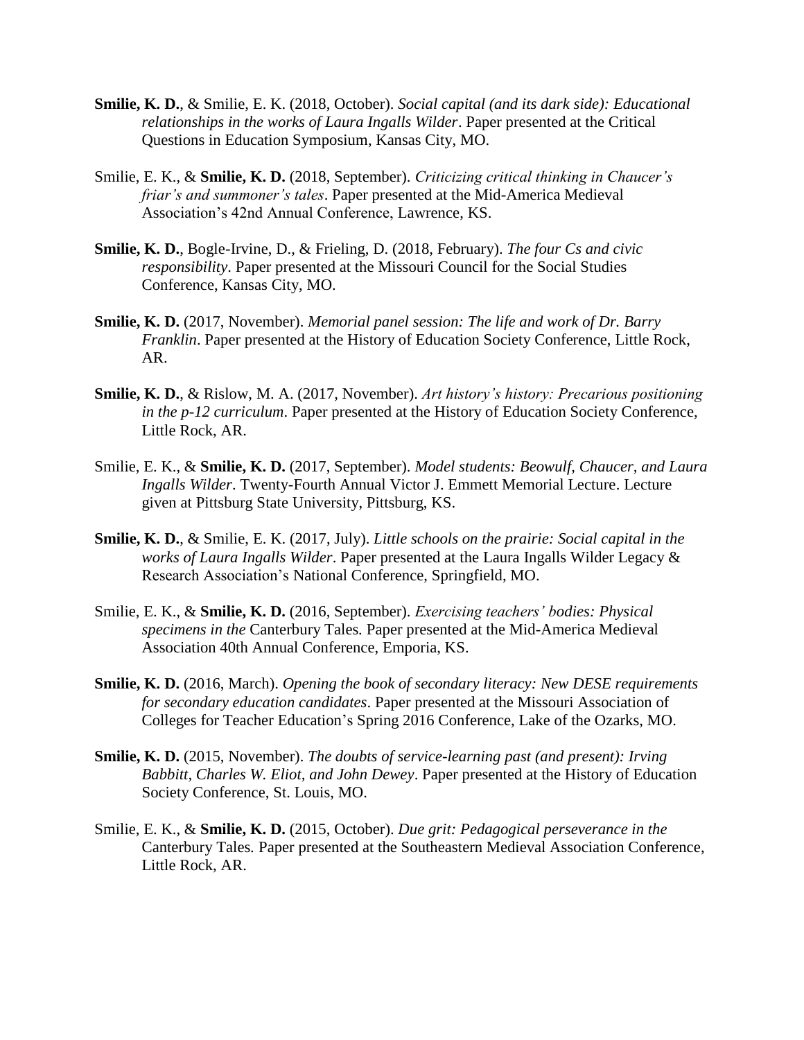**Smilie, K. D.**, & Smilie, E. K. (2018, October). *Social capital (and its dark side): Educational relationships in the works of Laura Ingalls Wilder*. Paper presented at the Critical Questions in Education Symposium, Kansas City, MO.

Smilie, E. K., & **Smilie, K. D.** (2018, September). *Criticizing critical thinking in Chaucer's friar's and summoner's tales*. Paper presented at the Mid-America Medieval Association's 42nd Annual Conference, Lawrence, KS.

**Smilie, K. D.**, Bogle-Irvine, D., & Frieling, D. (2018, February). *The four Cs and civic responsibility*. Paper presented at the Missouri Council for the Social Studies Conference, Kansas City, MO.

**Smilie, K. D.** (2017, November). *Memorial panel session: The life and work of Dr. Barry Franklin*. Paper presented at the History of Education Society Conference, Little Rock, AR.

**Smilie, K. D.**, & Rislow, M. A. (2017, November). *Art history's history: Precarious positioning in the p-12 curriculum*. Paper presented at the History of Education Society Conference, Little Rock, AR.

Smilie, E. K., & **Smilie, K. D.** (2017, September). *Model students: Beowulf, Chaucer, and Laura Ingalls Wilder*. Twenty-Fourth Annual Victor J. Emmett Memorial Lecture. Lecture given at Pittsburg State University, Pittsburg, KS.

**Smilie, K. D.**, & Smilie, E. K. (2017, July). *Little schools on the prairie: Social capital in the works of Laura Ingalls Wilder*. Paper presented at the Laura Ingalls Wilder Legacy & Research Association's National Conference, Springfield, MO.

Smilie, E. K., & **Smilie, K. D.** (2016, September). *Exercising teachers' bodies: Physical specimens in the* Canterbury Tales*.* Paper presented at the Mid-America Medieval Association 40th Annual Conference, Emporia, KS.

**Smilie, K. D.** (2016, March). *Opening the book of secondary literacy: New DESE requirements for secondary education candidates*. Paper presented at the Missouri Association of Colleges for Teacher Education's Spring 2016 Conference, Lake of the Ozarks, MO.

**Smilie, K. D.** (2015, November). *The doubts of service-learning past (and present): Irving Babbitt, Charles W. Eliot, and John Dewey*. Paper presented at the History of Education Society Conference, St. Louis, MO.

Smilie, E. K., & **Smilie, K. D.** (2015, October). *Due grit: Pedagogical perseverance in the* Canterbury Tales*.* Paper presented at the Southeastern Medieval Association Conference, Little Rock, AR.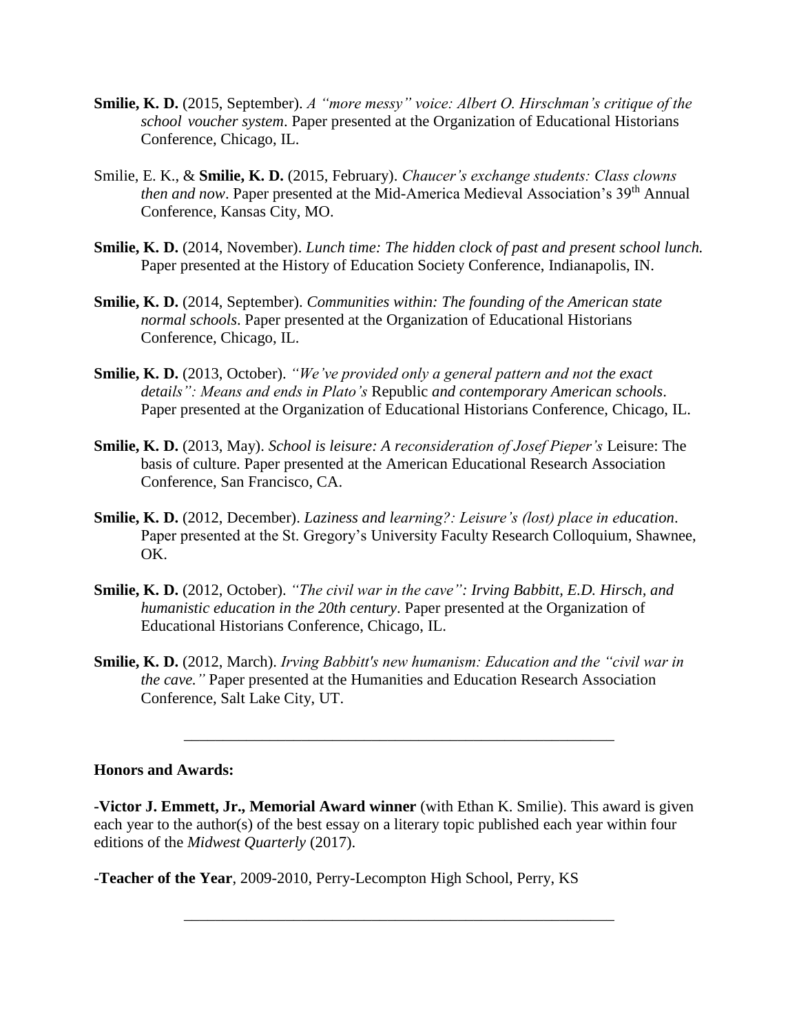**Smilie, K. D.** (2015, September). *A "more messy" voice: Albert O. Hirschman's critique of the school voucher system*. Paper presented at the Organization of Educational Historians Conference, Chicago, IL.

Smilie, E. K., & **Smilie, K. D.** (2015, February). *Chaucer's exchange students: Class clowns then and now*. Paper presented at the Mid-America Medieval Association's 39th Annual Conference, Kansas City, MO.

**Smilie, K. D.** (2014, November). *Lunch time: The hidden clock of past and present school lunch.* Paper presented at the History of Education Society Conference, Indianapolis, IN.

**Smilie, K. D.** (2014, September). *Communities within: The founding of the American state normal schools*. Paper presented at the Organization of Educational Historians Conference, Chicago, IL.

**Smilie, K. D.** (2013, October). *"We've provided only a general pattern and not the exact details": Means and ends in Plato's* Republic *and contemporary American schools*. Paper presented at the Organization of Educational Historians Conference, Chicago, IL.

**Smilie, K. D.** (2013, May). *School is leisure: A reconsideration of Josef Pieper's* Leisure: The basis of culture. Paper presented at the American Educational Research Association Conference, San Francisco, CA.

**Smilie, K. D.** (2012, December). *Laziness and learning?: Leisure's (lost) place in education*. Paper presented at the St. Gregory's University Faculty Research Colloquium, Shawnee, OK.

**Smilie, K. D.** (2012, October). *"The civil war in the cave": Irving Babbitt, E.D. Hirsch, and humanistic education in the 20th century*. Paper presented at the Organization of Educational Historians Conference, Chicago, IL.

**Smilie, K. D.** (2012, March). *Irving Babbitt's new humanism: Education and the "civil war in the cave."* Paper presented at the Humanities and Education Research Association Conference, Salt Lake City, UT.

---

**Honors and Awards:**

-**Victor J. Emmett, Jr., Memorial Award winner** (with Ethan K. Smilie). This award is given each year to the author(s) of the best essay on a literary topic published each year within four editions of the *Midwest Quarterly* (2017).

-**Teacher of the Year**, 2009-2010, Perry-Lecompton High School, Perry, KS

---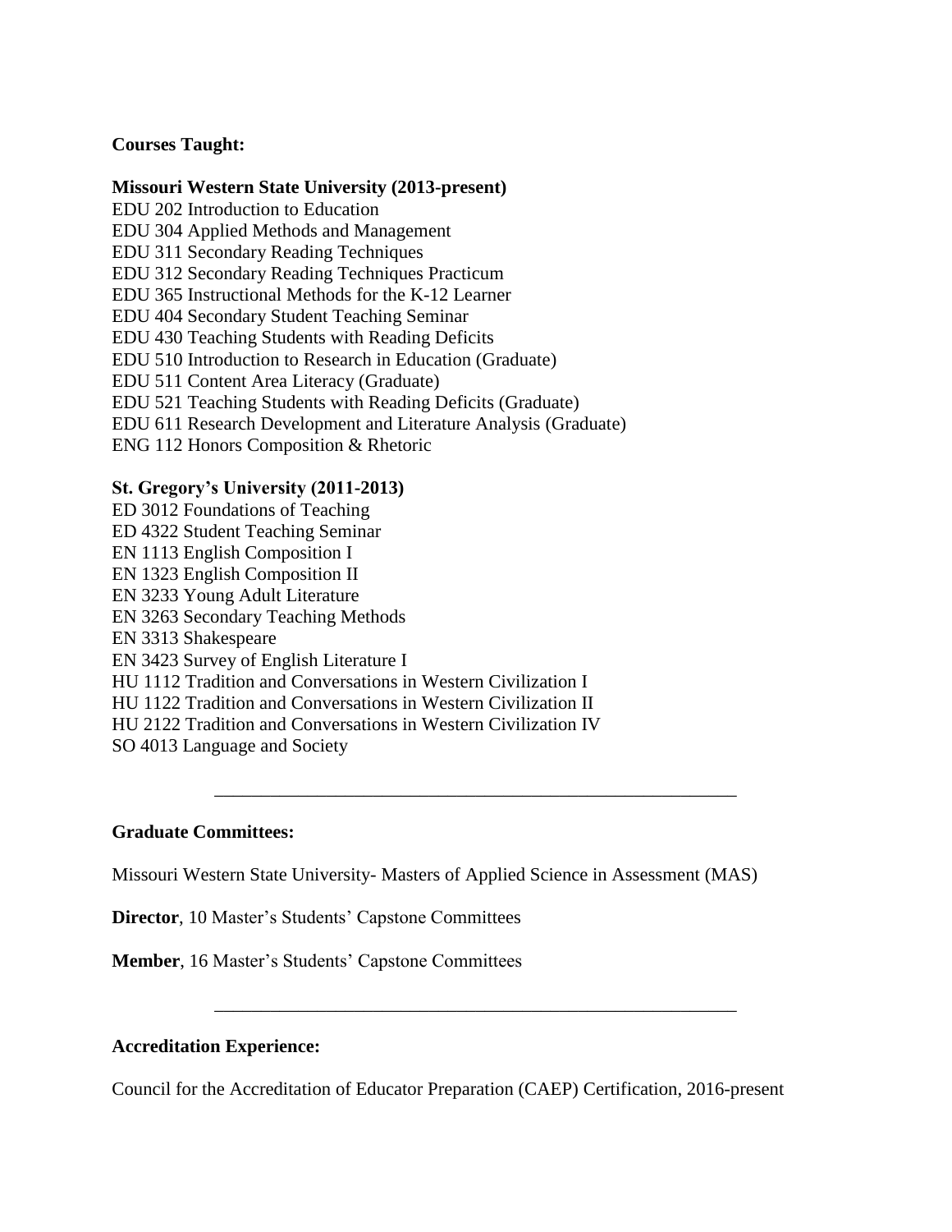**Courses Taught:**

**Missouri Western State University (2013-present)**

EDU 202 Introduction to Education
EDU 304 Applied Methods and Management
EDU 311 Secondary Reading Techniques
EDU 312 Secondary Reading Techniques Practicum
EDU 365 Instructional Methods for the K-12 Learner
EDU 404 Secondary Student Teaching Seminar
EDU 430 Teaching Students with Reading Deficits
EDU 510 Introduction to Research in Education (Graduate)
EDU 511 Content Area Literacy (Graduate)
EDU 521 Teaching Students with Reading Deficits (Graduate)
EDU 611 Research Development and Literature Analysis (Graduate)
ENG 112 Honors Composition & Rhetoric

**St. Gregory's University (2011-2013)**

ED 3012 Foundations of Teaching
ED 4322 Student Teaching Seminar
EN 1113 English Composition I
EN 1323 English Composition II
EN 3233 Young Adult Literature
EN 3263 Secondary Teaching Methods
EN 3313 Shakespeare
EN 3423 Survey of English Literature I
HU 1112 Tradition and Conversations in Western Civilization I
HU 1122 Tradition and Conversations in Western Civilization II
HU 2122 Tradition and Conversations in Western Civilization IV
SO 4013 Language and Society

---

**Graduate Committees:**

Missouri Western State University- Masters of Applied Science in Assessment (MAS)

**Director**, 10 Master's Students' Capstone Committees

**Member**, 16 Master's Students' Capstone Committees

---

**Accreditation Experience:**

Council for the Accreditation of Educator Preparation (CAEP) Certification, 2016-present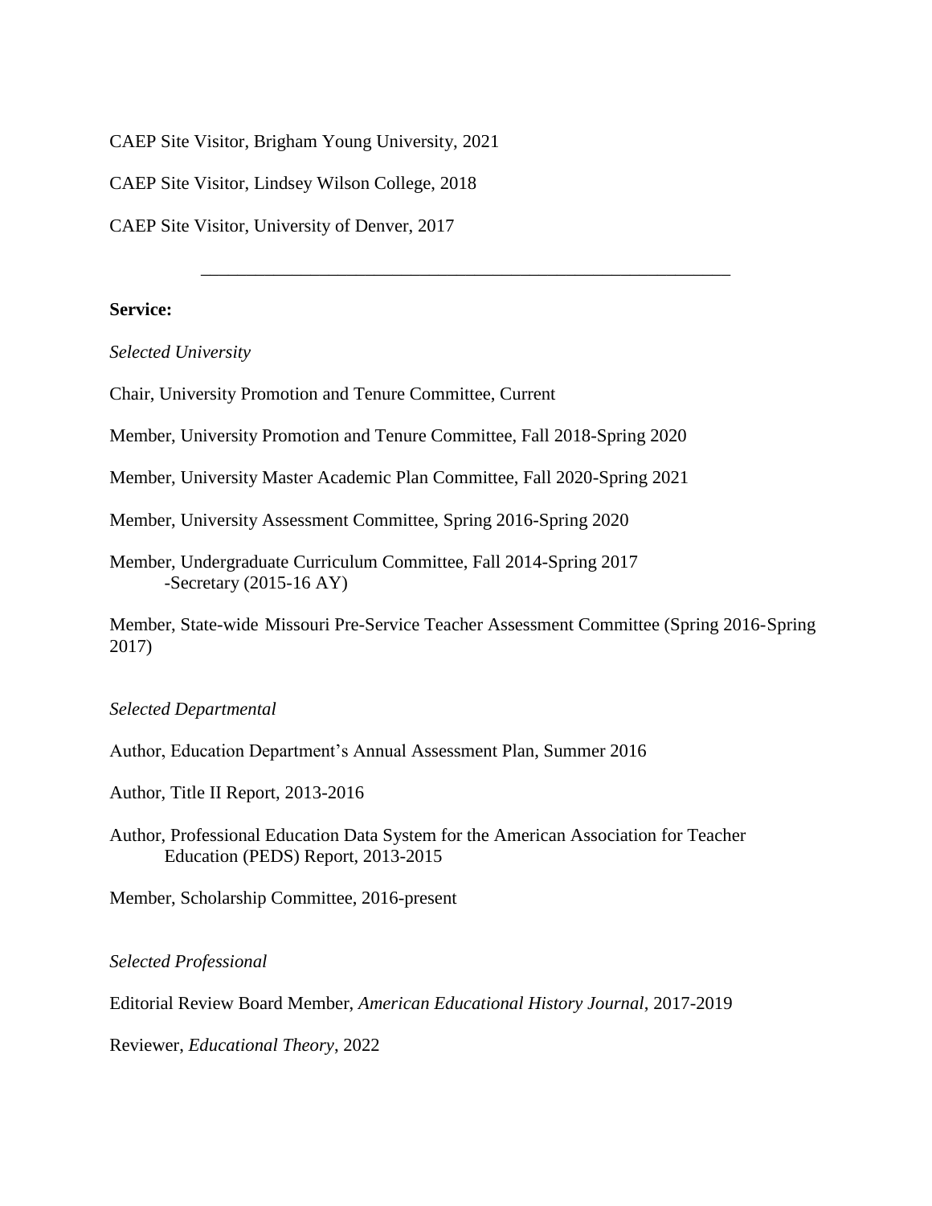CAEP Site Visitor, Brigham Young University, 2021

CAEP Site Visitor, Lindsey Wilson College, 2018

CAEP Site Visitor, University of Denver, 2017

---

**Service:**

*Selected University*

Chair, University Promotion and Tenure Committee, Current

Member, University Promotion and Tenure Committee, Fall 2018-Spring 2020

Member, University Master Academic Plan Committee, Fall 2020-Spring 2021

Member, University Assessment Committee, Spring 2016-Spring 2020

Member, Undergraduate Curriculum Committee, Fall 2014-Spring 2017
-Secretary (2015-16 AY)

Member, State-wide Missouri Pre-Service Teacher Assessment Committee (Spring 2016-Spring 2017)

*Selected Departmental*

Author, Education Department's Annual Assessment Plan, Summer 2016

Author, Title II Report, 2013-2016

Author, Professional Education Data System for the American Association for Teacher Education (PEDS) Report, 2013-2015

Member, Scholarship Committee, 2016-present

*Selected Professional*

Editorial Review Board Member, *American Educational History Journal*, 2017-2019

Reviewer, *Educational Theory*, 2022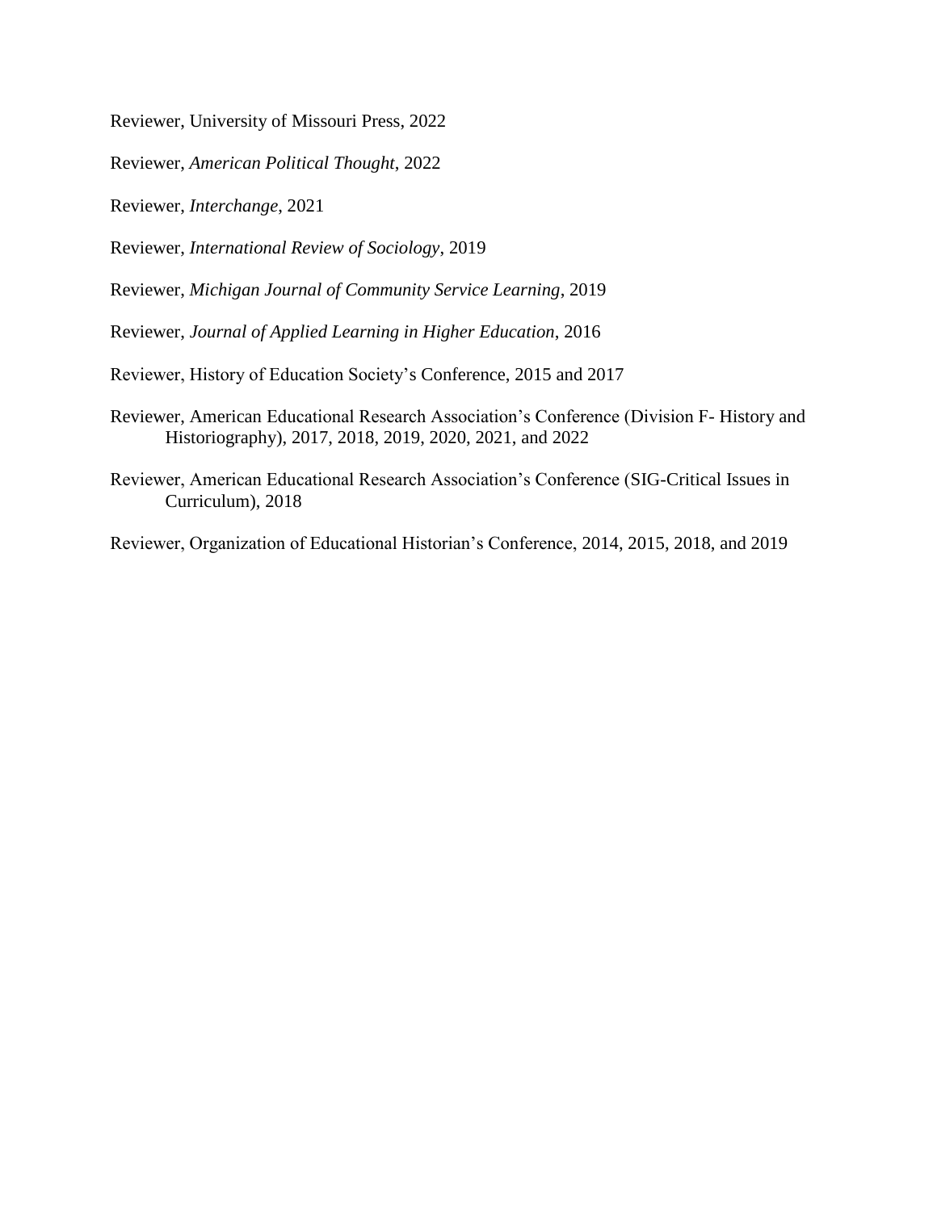Reviewer, University of Missouri Press, 2022

Reviewer, *American Political Thought*, 2022

Reviewer, *Interchange*, 2021

Reviewer, *International Review of Sociology*, 2019

Reviewer, *Michigan Journal of Community Service Learning*, 2019

Reviewer, *Journal of Applied Learning in Higher Education*, 2016

Reviewer, History of Education Society's Conference, 2015 and 2017

Reviewer, American Educational Research Association's Conference (Division F- History and Historiography), 2017, 2018, 2019, 2020, 2021, and 2022

Reviewer, American Educational Research Association's Conference (SIG-Critical Issues in Curriculum), 2018

Reviewer, Organization of Educational Historian's Conference, 2014, 2015, 2018, and 2019